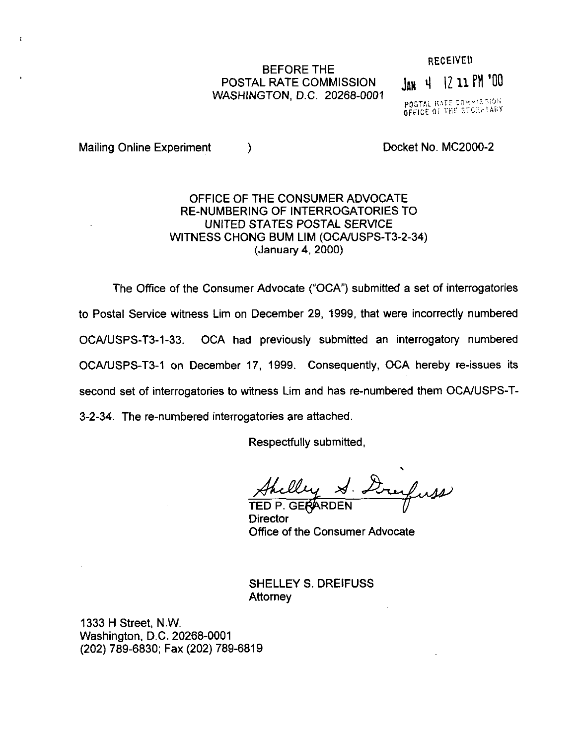BEFORE THE
POSTAL RATE COMMISSION
WASHINGTON, D.C. 20268-0001

RECEIVED
JAN 4 12 11 PM '00
POSTAL RATE COMMISSION
OFFICE OF THE SECRETARY

Mailing Online Experiment )                    Docket No. MC2000-2

OFFICE OF THE CONSUMER ADVOCATE
RE-NUMBERING OF INTERROGATORIES TO
UNITED STATES POSTAL SERVICE
WITNESS CHONG BUM LIM (OCA/USPS-T3-2-34)
(January 4, 2000)

The Office of the Consumer Advocate ("OCA") submitted a set of interrogatories to Postal Service witness Lim on December 29, 1999, that were incorrectly numbered OCA/USPS-T3-1-33. OCA had previously submitted an interrogatory numbered OCA/USPS-T3-1 on December 17, 1999. Consequently, OCA hereby re-issues its second set of interrogatories to witness Lim and has re-numbered them OCA/USPS-T-3-2-34. The re-numbered interrogatories are attached.

Respectfully submitted,

Shelley S. Dreifuss

TED P. GERARDEN
Director
Office of the Consumer Advocate

SHELLEY S. DREIFUSS
Attorney

1333 H Street, N.W.
Washington, D.C. 20268-0001
(202) 789-6830; Fax (202) 789-6819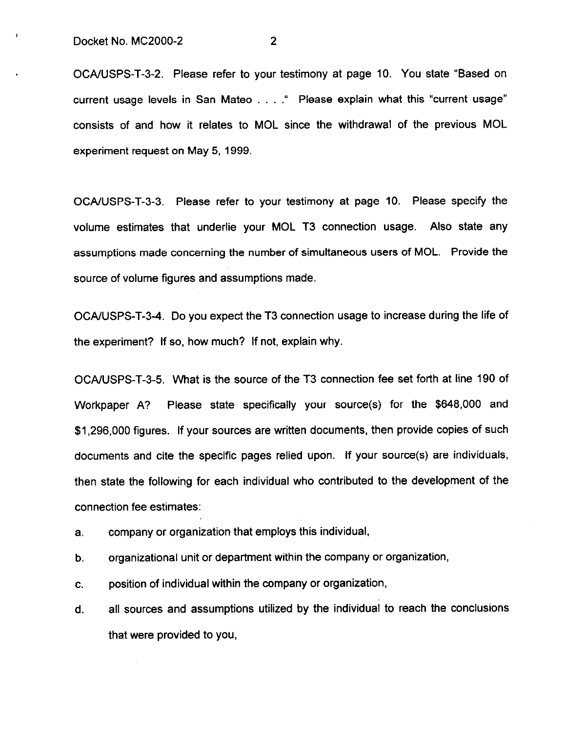OCA/USPS-T-3-2. Please refer to your testimony at page 10. You state "Based on current usage levels in San Mateo . . . ." Please explain what this "current usage" consists of and how it relates to MOL since the withdrawal of the previous MOL experiment request on May 5, 1999.

OCA/USPS-T-3-3. Please refer to your testimony at page 10. Please specify the volume estimates that underlie your MOL T3 connection usage. Also state any assumptions made concerning the number of simultaneous users of MOL. Provide the source of volume figures and assumptions made.

OCA/USPS-T-3-4. Do you expect the T3 connection usage to increase during the life of the experiment? If so, how much? If not, explain why.

OCA/USPS-T-3-5. What is the source of the T3 connection fee set forth at line 190 of Workpaper A? Please state specifically your source(s) for the $648,000 and $1,296,000 figures. If your sources are written documents, then provide copies of such documents and cite the specific pages relied upon. If your source(s) are individuals, then state the following for each individual who contributed to the development of the connection fee estimates:

a. company or organization that employs this individual,

b. organizational unit or department within the company or organization,

c. position of individual within the company or organization,

d. all sources and assumptions utilized by the individual to reach the conclusions that were provided to you,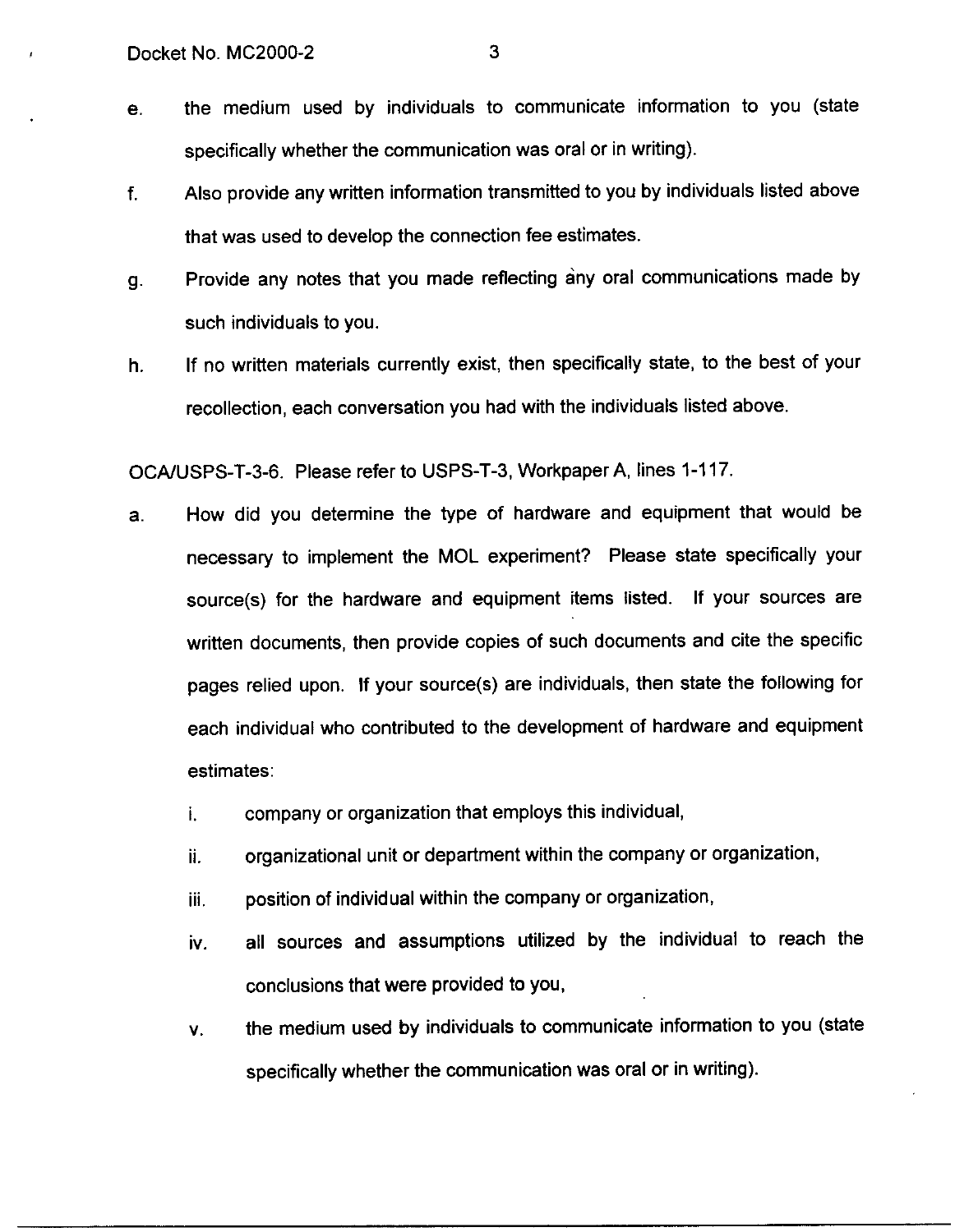e. the medium used by individuals to communicate information to you (state specifically whether the communication was oral or in writing).

f. Also provide any written information transmitted to you by individuals listed above that was used to develop the connection fee estimates.

g. Provide any notes that you made reflecting any oral communications made by such individuals to you.

h. If no written materials currently exist, then specifically state, to the best of your recollection, each conversation you had with the individuals listed above.

OCA/USPS-T-3-6. Please refer to USPS-T-3, Workpaper A, lines 1-117.

a. How did you determine the type of hardware and equipment that would be necessary to implement the MOL experiment? Please state specifically your source(s) for the hardware and equipment items listed. If your sources are written documents, then provide copies of such documents and cite the specific pages relied upon. If your source(s) are individuals, then state the following for each individual who contributed to the development of hardware and equipment estimates:

   i. company or organization that employs this individual,

   ii. organizational unit or department within the company or organization,

   iii. position of individual within the company or organization,

   iv. all sources and assumptions utilized by the individual to reach the conclusions that were provided to you,

   v. the medium used by individuals to communicate information to you (state specifically whether the communication was oral or in writing).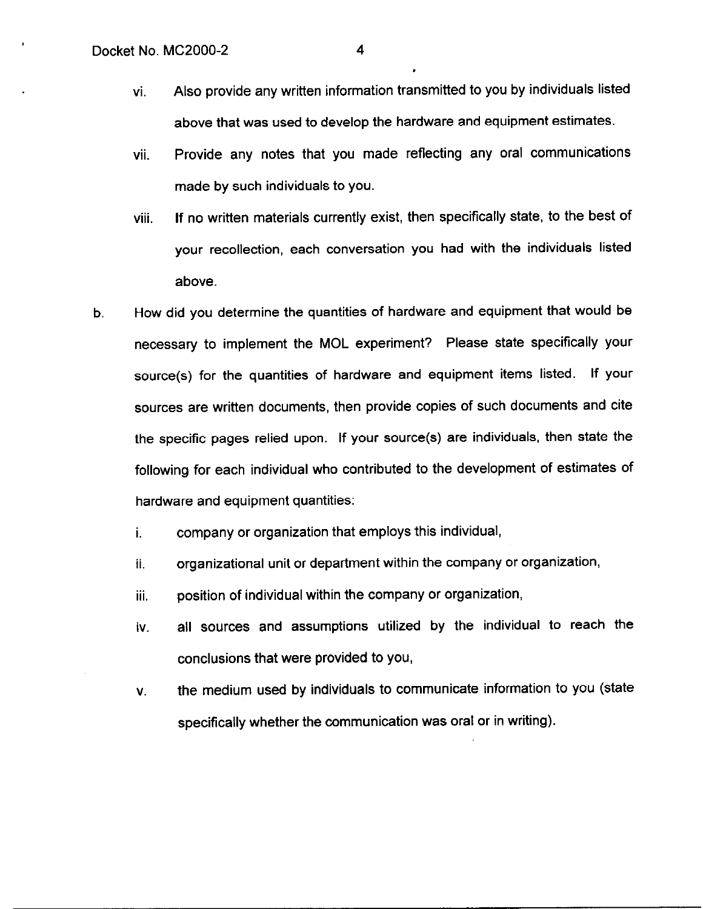vi. Also provide any written information transmitted to you by individuals listed above that was used to develop the hardware and equipment estimates.

vii. Provide any notes that you made reflecting any oral communications made by such individuals to you.

viii. If no written materials currently exist, then specifically state, to the best of your recollection, each conversation you had with the individuals listed above.

b. How did you determine the quantities of hardware and equipment that would be necessary to implement the MOL experiment? Please state specifically your source(s) for the quantities of hardware and equipment items listed. If your sources are written documents, then provide copies of such documents and cite the specific pages relied upon. If your source(s) are individuals, then state the following for each individual who contributed to the development of estimates of hardware and equipment quantities:

i. company or organization that employs this individual,

ii. organizational unit or department within the company or organization,

iii. position of individual within the company or organization,

iv. all sources and assumptions utilized by the individual to reach the conclusions that were provided to you,

v. the medium used by individuals to communicate information to you (state specifically whether the communication was oral or in writing).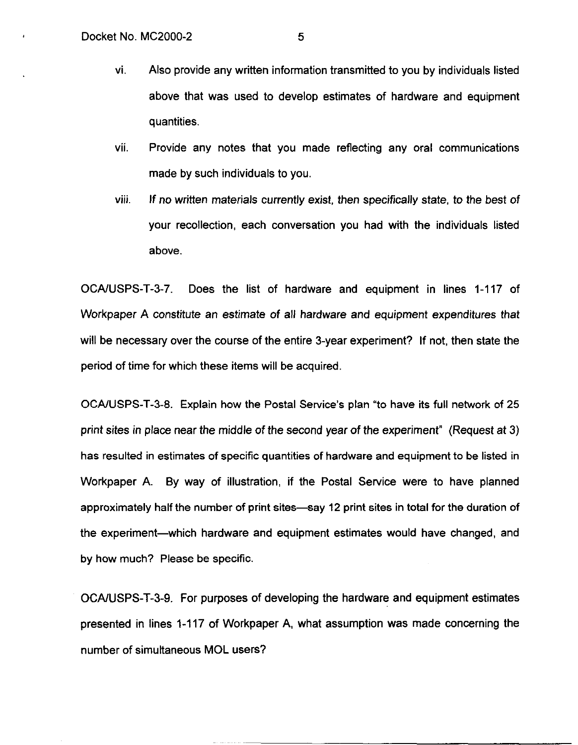vi. Also provide any written information transmitted to you by individuals listed above that was used to develop estimates of hardware and equipment quantities.

vii. Provide any notes that you made reflecting any oral communications made by such individuals to you.

viii. If no written materials currently exist, then specifically state, to the best of your recollection, each conversation you had with the individuals listed above.

OCA/USPS-T-3-7. Does the list of hardware and equipment in lines 1-117 of Workpaper A constitute an estimate of all hardware and equipment expenditures that will be necessary over the course of the entire 3-year experiment? If not, then state the period of time for which these items will be acquired.

OCA/USPS-T-3-8. Explain how the Postal Service's plan "to have its full network of 25 print sites in place near the middle of the second year of the experiment" (Request at 3) has resulted in estimates of specific quantities of hardware and equipment to be listed in Workpaper A. By way of illustration, if the Postal Service were to have planned approximately half the number of print sites—say 12 print sites in total for the duration of the experiment—which hardware and equipment estimates would have changed, and by how much? Please be specific.

OCA/USPS-T-3-9. For purposes of developing the hardware and equipment estimates presented in lines 1-117 of Workpaper A, what assumption was made concerning the number of simultaneous MOL users?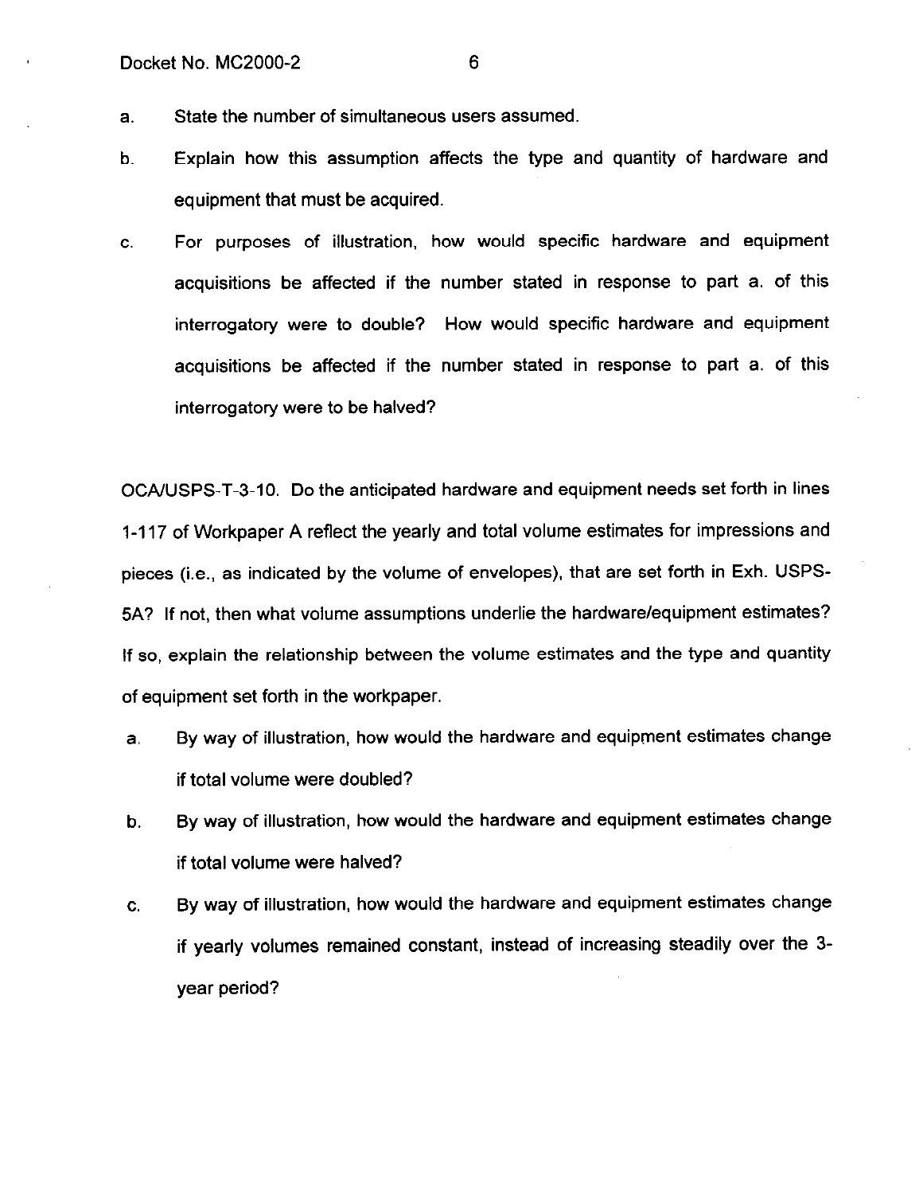a. State the number of simultaneous users assumed.

b. Explain how this assumption affects the type and quantity of hardware and equipment that must be acquired.

c. For purposes of illustration, how would specific hardware and equipment acquisitions be affected if the number stated in response to part a. of this interrogatory were to double? How would specific hardware and equipment acquisitions be affected if the number stated in response to part a. of this interrogatory were to be halved?

OCA/USPS-T-3-10. Do the anticipated hardware and equipment needs set forth in lines 1-117 of Workpaper A reflect the yearly and total volume estimates for impressions and pieces (i.e., as indicated by the volume of envelopes), that are set forth in Exh. USPS-5A? If not, then what volume assumptions underlie the hardware/equipment estimates? If so, explain the relationship between the volume estimates and the type and quantity of equipment set forth in the workpaper.

a. By way of illustration, how would the hardware and equipment estimates change if total volume were doubled?

b. By way of illustration, how would the hardware and equipment estimates change if total volume were halved?

c. By way of illustration, how would the hardware and equipment estimates change if yearly volumes remained constant, instead of increasing steadily over the 3-year period?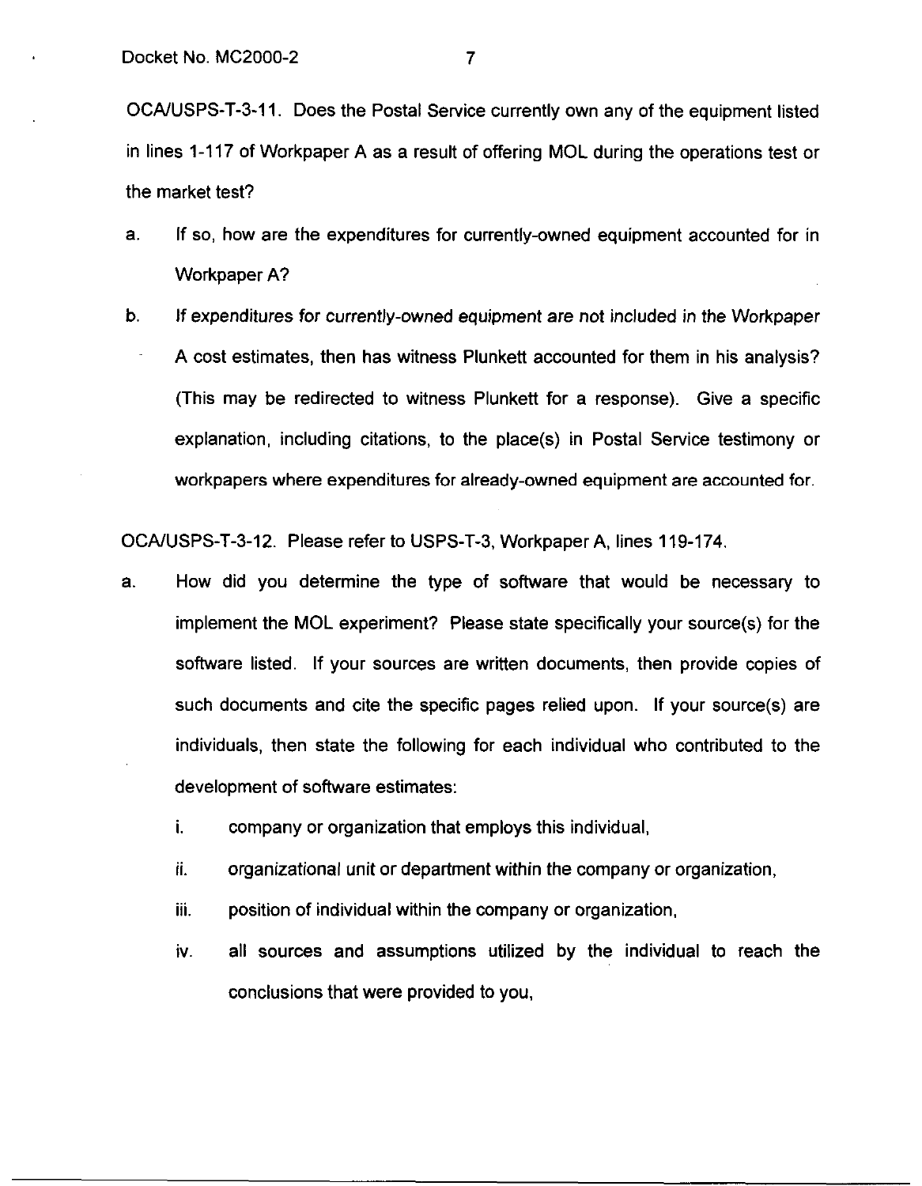OCA/USPS-T-3-11. Does the Postal Service currently own any of the equipment listed in lines 1-117 of Workpaper A as a result of offering MOL during the operations test or the market test?

a. If so, how are the expenditures for currently-owned equipment accounted for in Workpaper A?

b. If expenditures for currently-owned equipment are not included in the Workpaper A cost estimates, then has witness Plunkett accounted for them in his analysis? (This may be redirected to witness Plunkett for a response). Give a specific explanation, including citations, to the place(s) in Postal Service testimony or workpapers where expenditures for already-owned equipment are accounted for.

OCA/USPS-T-3-12. Please refer to USPS-T-3, Workpaper A, lines 119-174.

a. How did you determine the type of software that would be necessary to implement the MOL experiment? Please state specifically your source(s) for the software listed. If your sources are written documents, then provide copies of such documents and cite the specific pages relied upon. If your source(s) are individuals, then state the following for each individual who contributed to the development of software estimates:

   i. company or organization that employs this individual,

   ii. organizational unit or department within the company or organization,

   iii. position of individual within the company or organization,

   iv. all sources and assumptions utilized by the individual to reach the conclusions that were provided to you,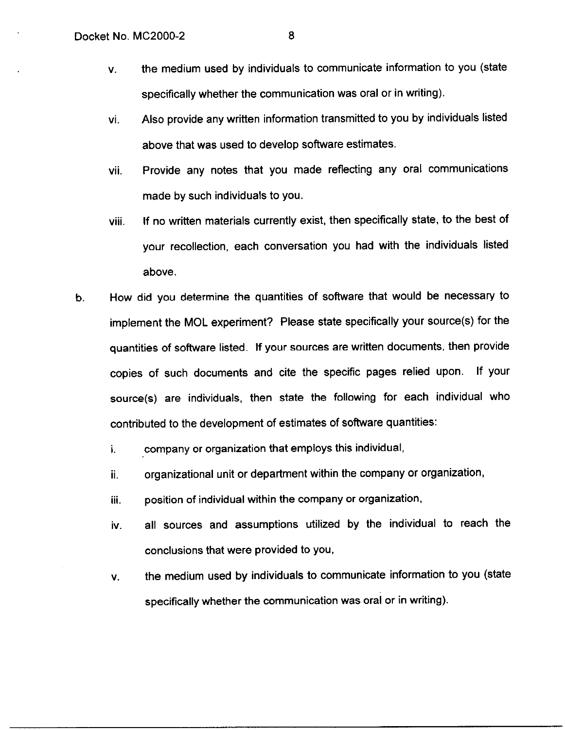v. the medium used by individuals to communicate information to you (state specifically whether the communication was oral or in writing).

vi. Also provide any written information transmitted to you by individuals listed above that was used to develop software estimates.

vii. Provide any notes that you made reflecting any oral communications made by such individuals to you.

viii. If no written materials currently exist, then specifically state, to the best of your recollection, each conversation you had with the individuals listed above.

b. How did you determine the quantities of software that would be necessary to implement the MOL experiment? Please state specifically your source(s) for the quantities of software listed. If your sources are written documents, then provide copies of such documents and cite the specific pages relied upon. If your source(s) are individuals, then state the following for each individual who contributed to the development of estimates of software quantities:

i. company or organization that employs this individual,

ii. organizational unit or department within the company or organization,

iii. position of individual within the company or organization,

iv. all sources and assumptions utilized by the individual to reach the conclusions that were provided to you,

v. the medium used by individuals to communicate information to you (state specifically whether the communication was oral or in writing).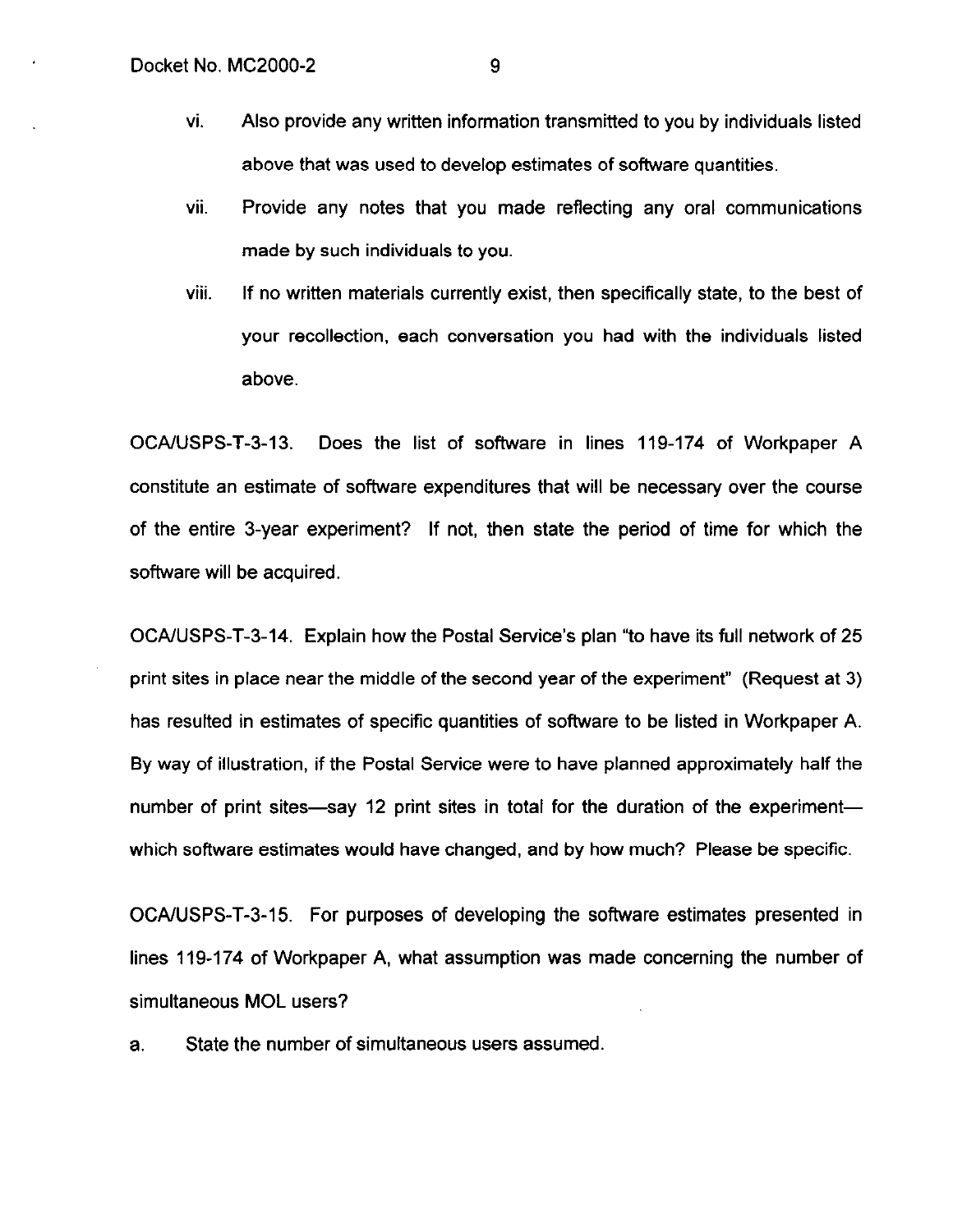vi. Also provide any written information transmitted to you by individuals listed above that was used to develop estimates of software quantities.

vii. Provide any notes that you made reflecting any oral communications made by such individuals to you.

viii. If no written materials currently exist, then specifically state, to the best of your recollection, each conversation you had with the individuals listed above.

OCA/USPS-T-3-13. Does the list of software in lines 119-174 of Workpaper A constitute an estimate of software expenditures that will be necessary over the course of the entire 3-year experiment? If not, then state the period of time for which the software will be acquired.

OCA/USPS-T-3-14. Explain how the Postal Service's plan "to have its full network of 25 print sites in place near the middle of the second year of the experiment" (Request at 3) has resulted in estimates of specific quantities of software to be listed in Workpaper A. By way of illustration, if the Postal Service were to have planned approximately half the number of print sites—say 12 print sites in total for the duration of the experiment—which software estimates would have changed, and by how much? Please be specific.

OCA/USPS-T-3-15. For purposes of developing the software estimates presented in lines 119-174 of Workpaper A, what assumption was made concerning the number of simultaneous MOL users?

a. State the number of simultaneous users assumed.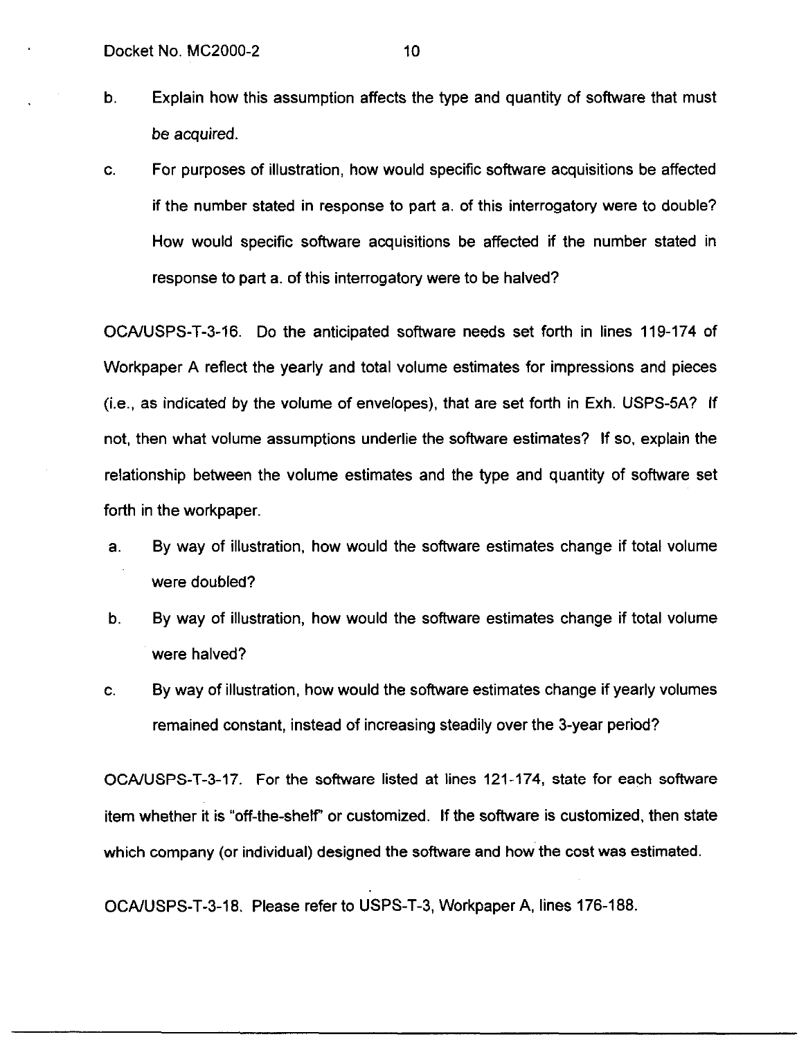b. Explain how this assumption affects the type and quantity of software that must be acquired.

c. For purposes of illustration, how would specific software acquisitions be affected if the number stated in response to part a. of this interrogatory were to double? How would specific software acquisitions be affected if the number stated in response to part a. of this interrogatory were to be halved?

OCA/USPS-T-3-16. Do the anticipated software needs set forth in lines 119-174 of Workpaper A reflect the yearly and total volume estimates for impressions and pieces (i.e., as indicated by the volume of envelopes), that are set forth in Exh. USPS-5A? If not, then what volume assumptions underlie the software estimates? If so, explain the relationship between the volume estimates and the type and quantity of software set forth in the workpaper.

a. By way of illustration, how would the software estimates change if total volume were doubled?

b. By way of illustration, how would the software estimates change if total volume were halved?

c. By way of illustration, how would the software estimates change if yearly volumes remained constant, instead of increasing steadily over the 3-year period?

OCA/USPS-T-3-17. For the software listed at lines 121-174, state for each software item whether it is "off-the-shelf" or customized. If the software is customized, then state which company (or individual) designed the software and how the cost was estimated.

OCA/USPS-T-3-18. Please refer to USPS-T-3, Workpaper A, lines 176-188.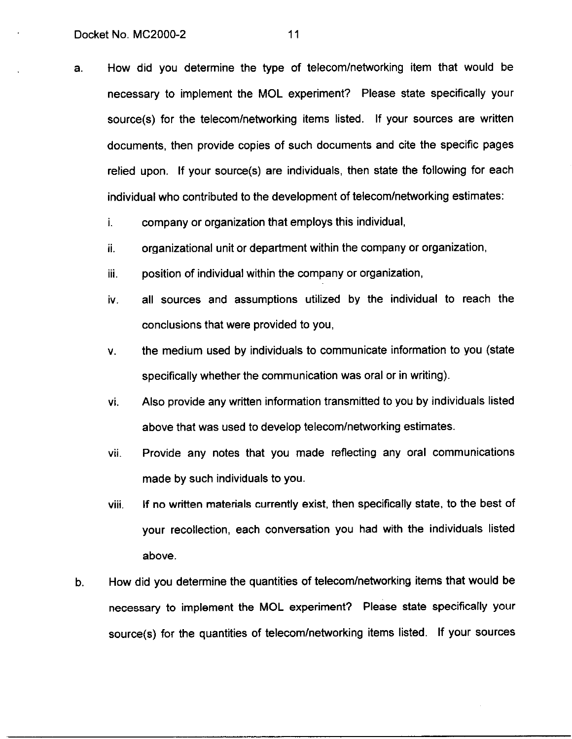a. How did you determine the type of telecom/networking item that would be necessary to implement the MOL experiment? Please state specifically your source(s) for the telecom/networking items listed. If your sources are written documents, then provide copies of such documents and cite the specific pages relied upon. If your source(s) are individuals, then state the following for each individual who contributed to the development of telecom/networking estimates:

   i. company or organization that employs this individual,

   ii. organizational unit or department within the company or organization,

   iii. position of individual within the company or organization,

   iv. all sources and assumptions utilized by the individual to reach the conclusions that were provided to you,

   v. the medium used by individuals to communicate information to you (state specifically whether the communication was oral or in writing).

   vi. Also provide any written information transmitted to you by individuals listed above that was used to develop telecom/networking estimates.

   vii. Provide any notes that you made reflecting any oral communications made by such individuals to you.

   viii. If no written materials currently exist, then specifically state, to the best of your recollection, each conversation you had with the individuals listed above.

b. How did you determine the quantities of telecom/networking items that would be necessary to implement the MOL experiment? Please state specifically your source(s) for the quantities of telecom/networking items listed. If your sources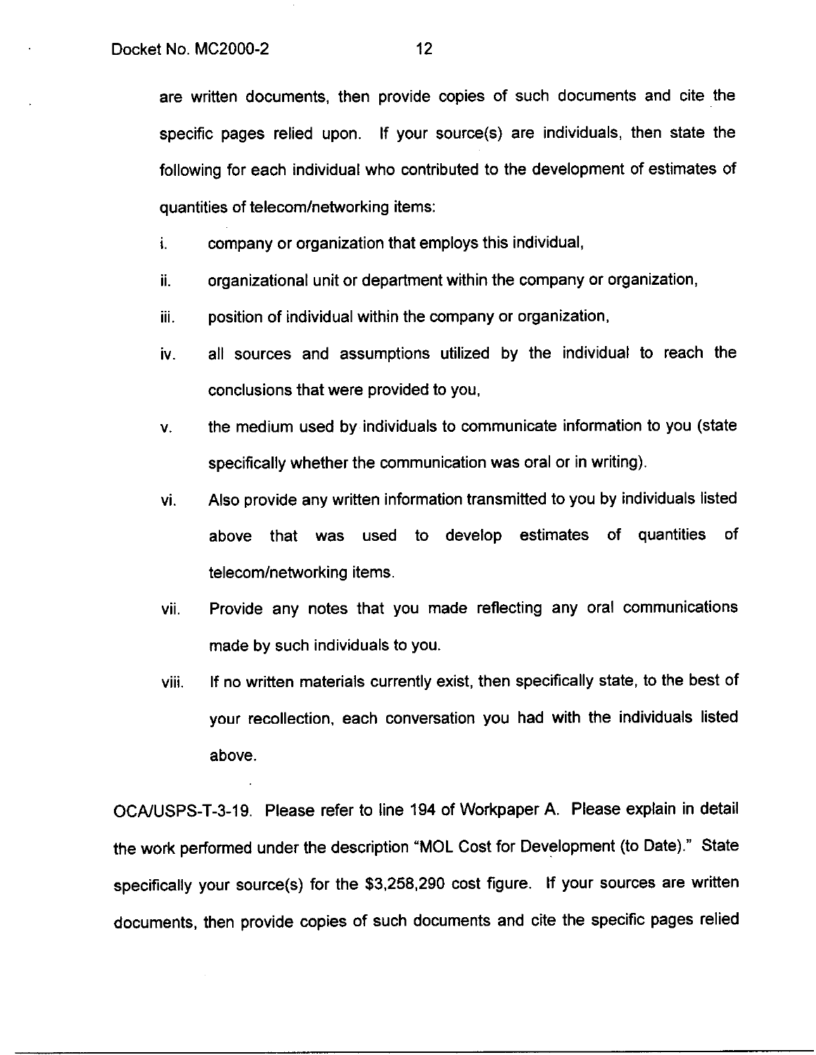are written documents, then provide copies of such documents and cite the specific pages relied upon. If your source(s) are individuals, then state the following for each individual who contributed to the development of estimates of quantities of telecom/networking items:

i. company or organization that employs this individual,

ii. organizational unit or department within the company or organization,

iii. position of individual within the company or organization,

iv. all sources and assumptions utilized by the individual to reach the conclusions that were provided to you,

v. the medium used by individuals to communicate information to you (state specifically whether the communication was oral or in writing).

vi. Also provide any written information transmitted to you by individuals listed above that was used to develop estimates of quantities of telecom/networking items.

vii. Provide any notes that you made reflecting any oral communications made by such individuals to you.

viii. If no written materials currently exist, then specifically state, to the best of your recollection, each conversation you had with the individuals listed above.

OCA/USPS-T-3-19. Please refer to line 194 of Workpaper A. Please explain in detail the work performed under the description "MOL Cost for Development (to Date)." State specifically your source(s) for the $3,258,290 cost figure. If your sources are written documents, then provide copies of such documents and cite the specific pages relied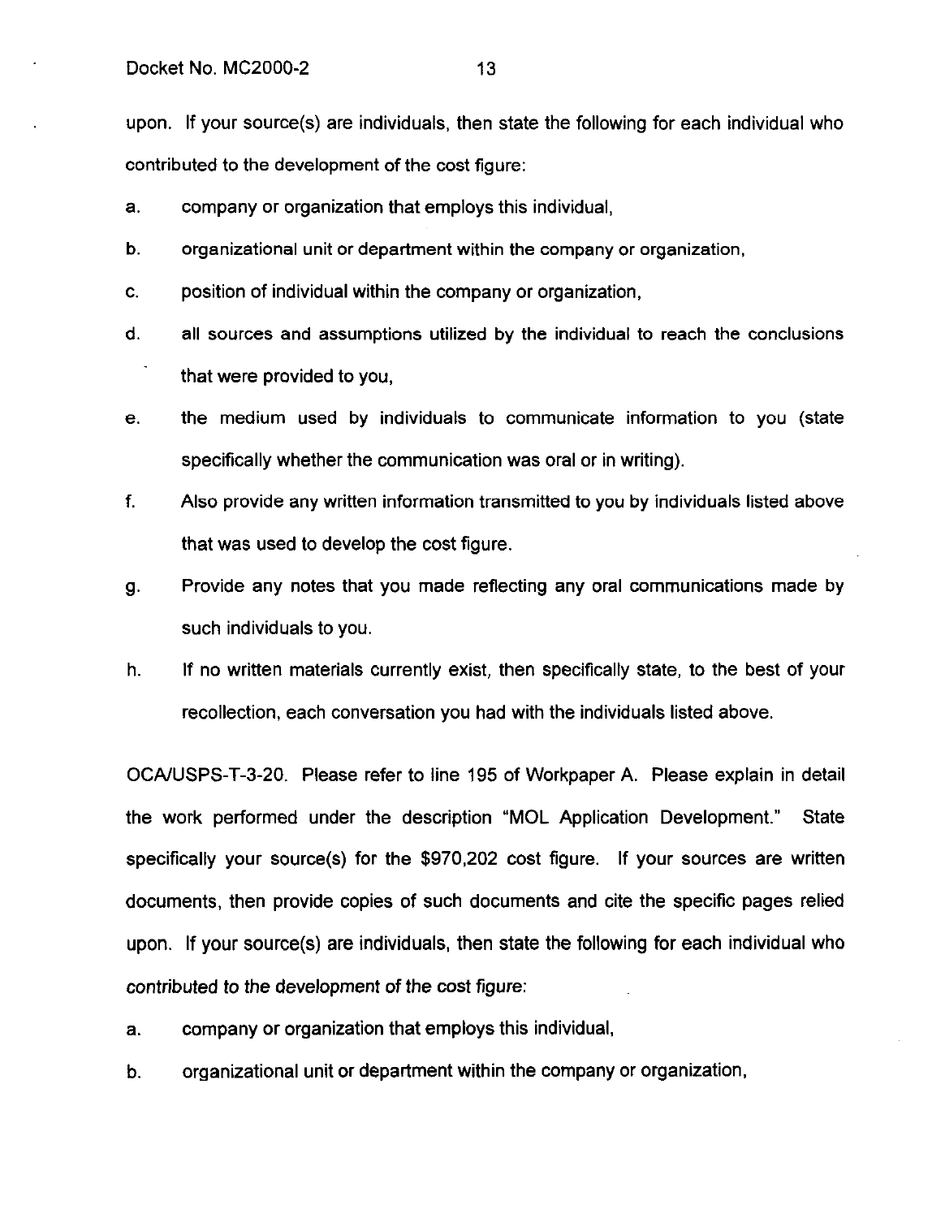upon. If your source(s) are individuals, then state the following for each individual who contributed to the development of the cost figure:

a. company or organization that employs this individual,

b. organizational unit or department within the company or organization,

c. position of individual within the company or organization,

d. all sources and assumptions utilized by the individual to reach the conclusions that were provided to you,

e. the medium used by individuals to communicate information to you (state specifically whether the communication was oral or in writing).

f. Also provide any written information transmitted to you by individuals listed above that was used to develop the cost figure.

g. Provide any notes that you made reflecting any oral communications made by such individuals to you.

h. If no written materials currently exist, then specifically state, to the best of your recollection, each conversation you had with the individuals listed above.

OCA/USPS-T-3-20. Please refer to line 195 of Workpaper A. Please explain in detail the work performed under the description "MOL Application Development." State specifically your source(s) for the $970,202 cost figure. If your sources are written documents, then provide copies of such documents and cite the specific pages relied upon. If your source(s) are individuals, then state the following for each individual who contributed to the development of the cost figure:

a. company or organization that employs this individual,

b. organizational unit or department within the company or organization,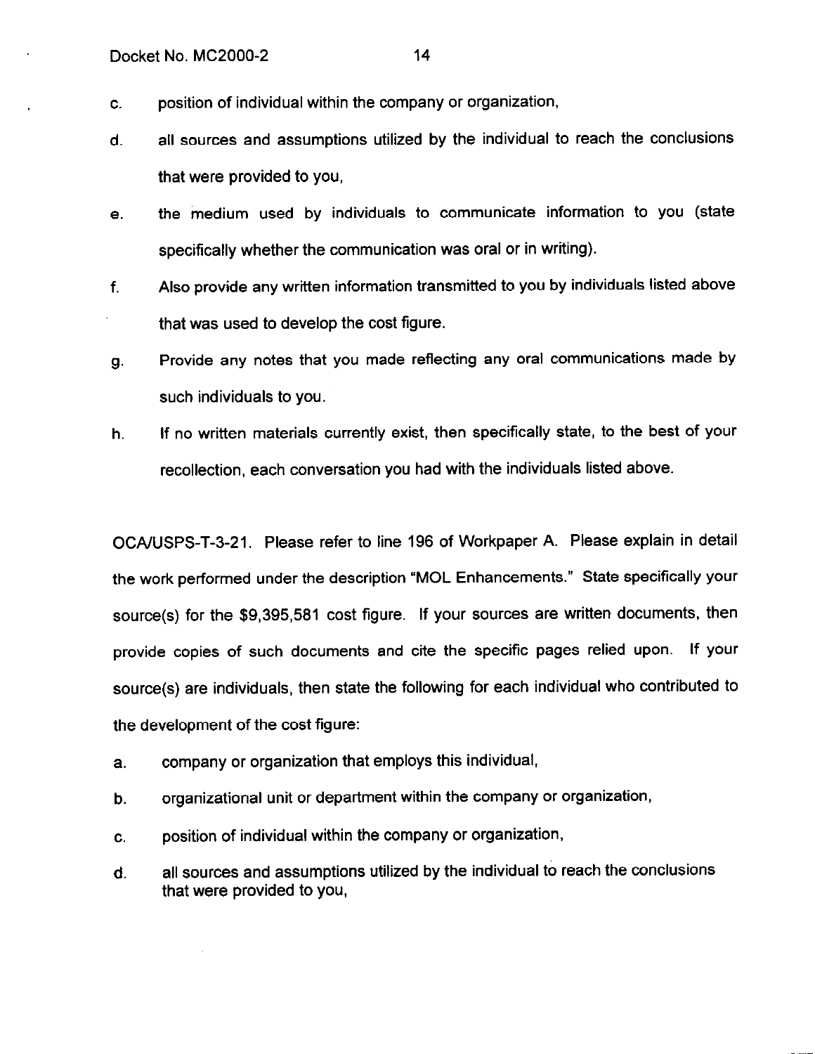c. position of individual within the company or organization,

d. all sources and assumptions utilized by the individual to reach the conclusions that were provided to you,

e. the medium used by individuals to communicate information to you (state specifically whether the communication was oral or in writing).

f. Also provide any written information transmitted to you by individuals listed above that was used to develop the cost figure.

g. Provide any notes that you made reflecting any oral communications made by such individuals to you.

h. If no written materials currently exist, then specifically state, to the best of your recollection, each conversation you had with the individuals listed above.

OCA/USPS-T-3-21. Please refer to line 196 of Workpaper A. Please explain in detail the work performed under the description "MOL Enhancements." State specifically your source(s) for the $9,395,581 cost figure. If your sources are written documents, then provide copies of such documents and cite the specific pages relied upon. If your source(s) are individuals, then state the following for each individual who contributed to the development of the cost figure:

a. company or organization that employs this individual,

b. organizational unit or department within the company or organization,

c. position of individual within the company or organization,

d. all sources and assumptions utilized by the individual to reach the conclusions that were provided to you,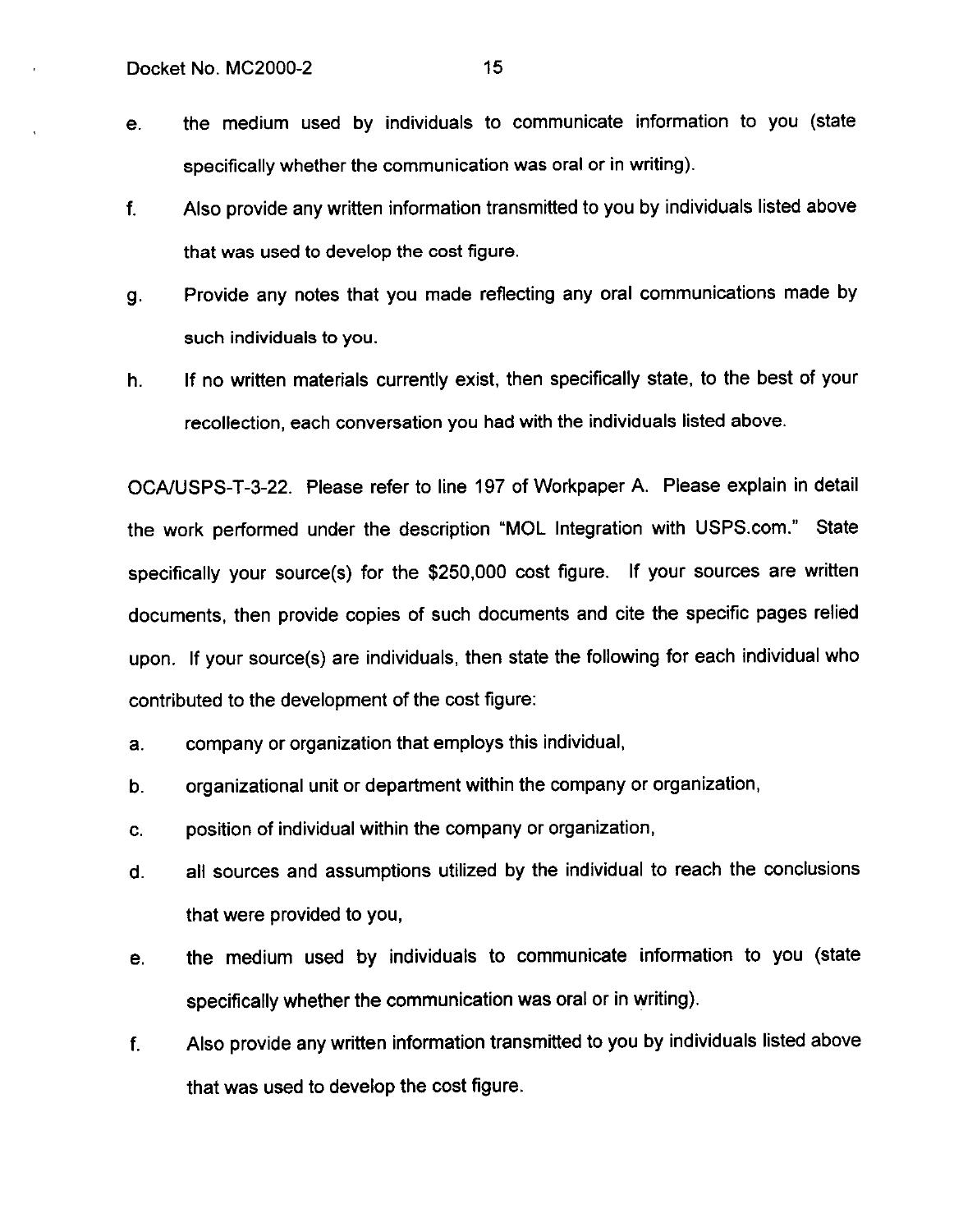e. the medium used by individuals to communicate information to you (state specifically whether the communication was oral or in writing).

f. Also provide any written information transmitted to you by individuals listed above that was used to develop the cost figure.

g. Provide any notes that you made reflecting any oral communications made by such individuals to you.

h. If no written materials currently exist, then specifically state, to the best of your recollection, each conversation you had with the individuals listed above.

OCA/USPS-T-3-22. Please refer to line 197 of Workpaper A. Please explain in detail the work performed under the description "MOL Integration with USPS.com." State specifically your source(s) for the $250,000 cost figure. If your sources are written documents, then provide copies of such documents and cite the specific pages relied upon. If your source(s) are individuals, then state the following for each individual who contributed to the development of the cost figure:

a. company or organization that employs this individual,

b. organizational unit or department within the company or organization,

c. position of individual within the company or organization,

d. all sources and assumptions utilized by the individual to reach the conclusions that were provided to you,

e. the medium used by individuals to communicate information to you (state specifically whether the communication was oral or in writing).

f. Also provide any written information transmitted to you by individuals listed above that was used to develop the cost figure.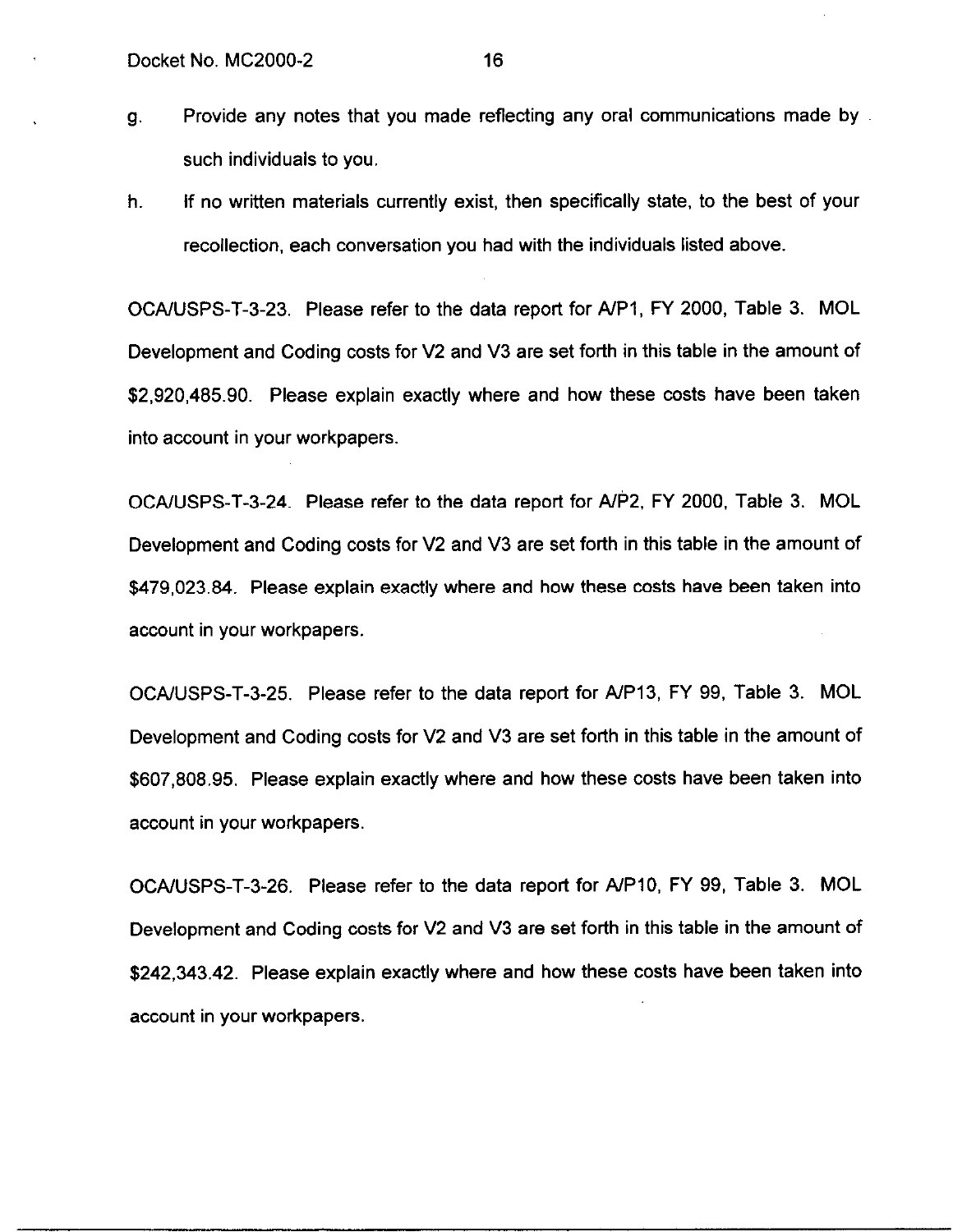g. Provide any notes that you made reflecting any oral communications made by such individuals to you.

h. If no written materials currently exist, then specifically state, to the best of your recollection, each conversation you had with the individuals listed above.

OCA/USPS-T-3-23. Please refer to the data report for A/P1, FY 2000, Table 3. MOL Development and Coding costs for V2 and V3 are set forth in this table in the amount of $2,920,485.90. Please explain exactly where and how these costs have been taken into account in your workpapers.

OCA/USPS-T-3-24. Please refer to the data report for A/P2, FY 2000, Table 3. MOL Development and Coding costs for V2 and V3 are set forth in this table in the amount of $479,023.84. Please explain exactly where and how these costs have been taken into account in your workpapers.

OCA/USPS-T-3-25. Please refer to the data report for A/P13, FY 99, Table 3. MOL Development and Coding costs for V2 and V3 are set forth in this table in the amount of $607,808.95. Please explain exactly where and how these costs have been taken into account in your workpapers.

OCA/USPS-T-3-26. Please refer to the data report for A/P10, FY 99, Table 3. MOL Development and Coding costs for V2 and V3 are set forth in this table in the amount of $242,343.42. Please explain exactly where and how these costs have been taken into account in your workpapers.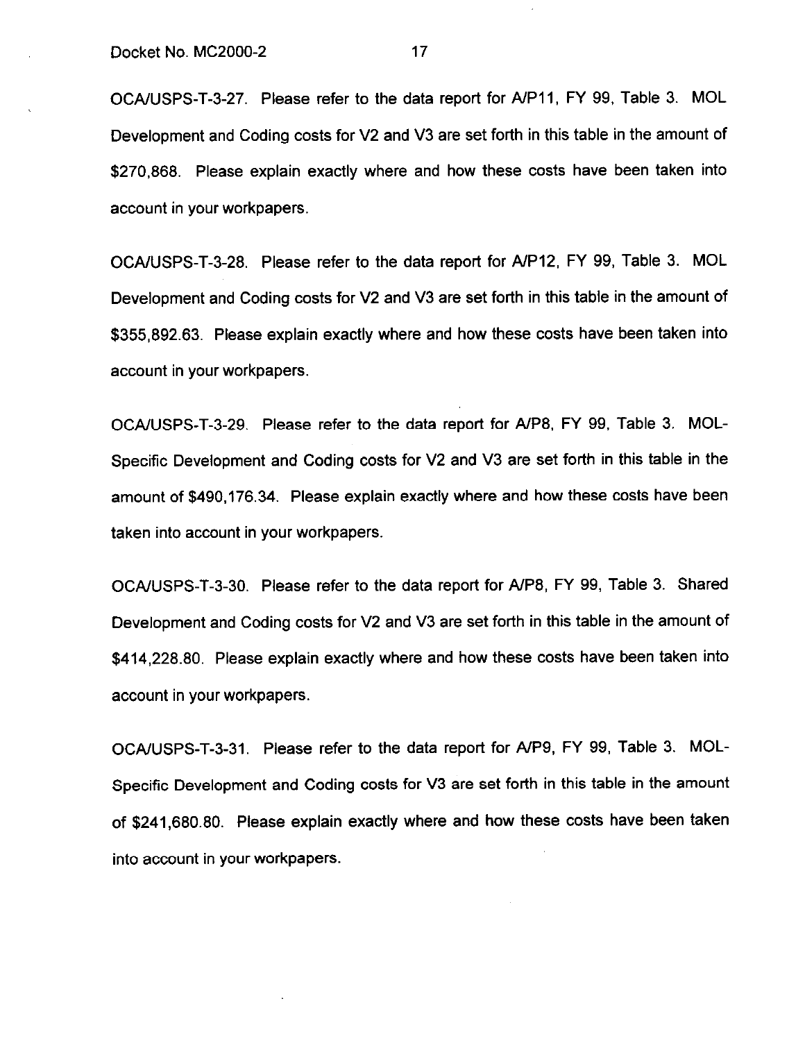OCA/USPS-T-3-27. Please refer to the data report for A/P11, FY 99, Table 3. MOL Development and Coding costs for V2 and V3 are set forth in this table in the amount of $270,868. Please explain exactly where and how these costs have been taken into account in your workpapers.

OCA/USPS-T-3-28. Please refer to the data report for A/P12, FY 99, Table 3. MOL Development and Coding costs for V2 and V3 are set forth in this table in the amount of $355,892.63. Please explain exactly where and how these costs have been taken into account in your workpapers.

OCA/USPS-T-3-29. Please refer to the data report for A/P8, FY 99, Table 3. MOL-Specific Development and Coding costs for V2 and V3 are set forth in this table in the amount of $490,176.34. Please explain exactly where and how these costs have been taken into account in your workpapers.

OCA/USPS-T-3-30. Please refer to the data report for A/P8, FY 99, Table 3. Shared Development and Coding costs for V2 and V3 are set forth in this table in the amount of $414,228.80. Please explain exactly where and how these costs have been taken into account in your workpapers.

OCA/USPS-T-3-31. Please refer to the data report for A/P9, FY 99, Table 3. MOL-Specific Development and Coding costs for V3 are set forth in this table in the amount of $241,680.80. Please explain exactly where and how these costs have been taken into account in your workpapers.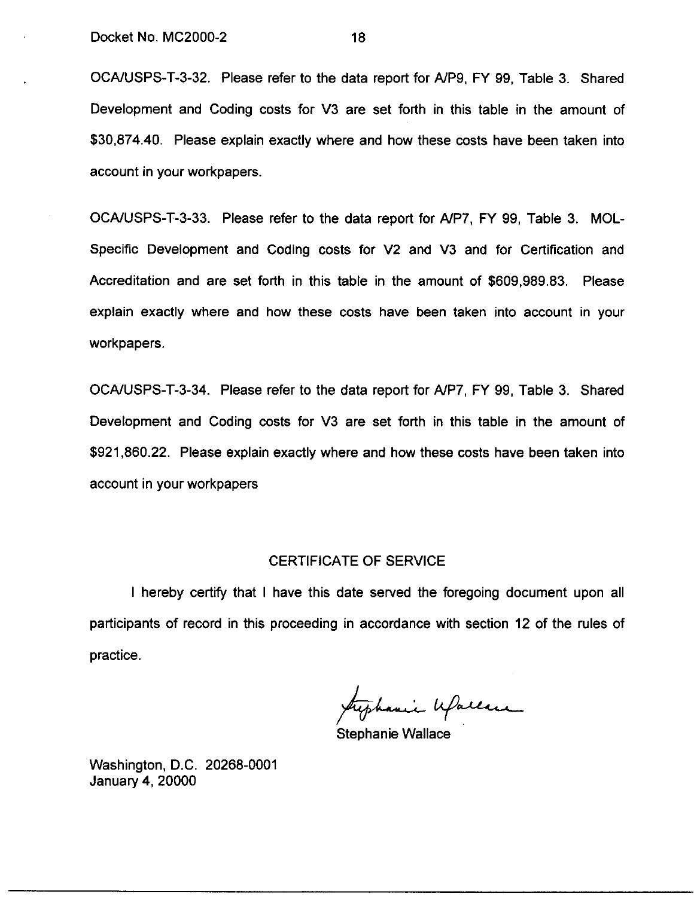OCA/USPS-T-3-32. Please refer to the data report for A/P9, FY 99, Table 3. Shared Development and Coding costs for V3 are set forth in this table in the amount of $30,874.40. Please explain exactly where and how these costs have been taken into account in your workpapers.

OCA/USPS-T-3-33. Please refer to the data report for A/P7, FY 99, Table 3. MOL-Specific Development and Coding costs for V2 and V3 and for Certification and Accreditation and are set forth in this table in the amount of $609,989.83. Please explain exactly where and how these costs have been taken into account in your workpapers.

OCA/USPS-T-3-34. Please refer to the data report for A/P7, FY 99, Table 3. Shared Development and Coding costs for V3 are set forth in this table in the amount of $921,860.22. Please explain exactly where and how these costs have been taken into account in your workpapers

## CERTIFICATE OF SERVICE

I hereby certify that I have this date served the foregoing document upon all participants of record in this proceeding in accordance with section 12 of the rules of practice.

Stephanie Wallace

Washington, D.C. 20268-0001
January 4, 20000